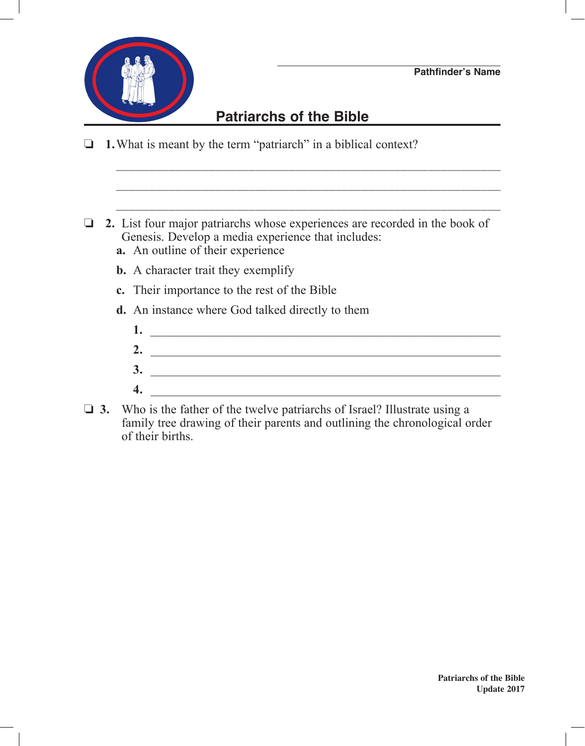Pathfinder's Name

# Patriarchs of the Bible

- ❏ **1.** What is meant by the term "patriarch" in a biblical context?

  ______________________________________________________________

  ______________________________________________________________

  ______________________________________________________________

- ❏ **2.** List four major patriarchs whose experiences are recorded in the book of Genesis. Develop a media experience that includes:
  - **a.** An outline of their experience
  - **b.** A character trait they exemplify
  - **c.** Their importance to the rest of the Bible
  - **d.** An instance where God talked directly to them

  **1.** ______________________________________________________

  **2.** ______________________________________________________

  **3.** ______________________________________________________

  **4.** ______________________________________________________

- ❏ **3.** Who is the father of the twelve patriarchs of Israel? Illustrate using a family tree drawing of their parents and outlining the chronological order of their births.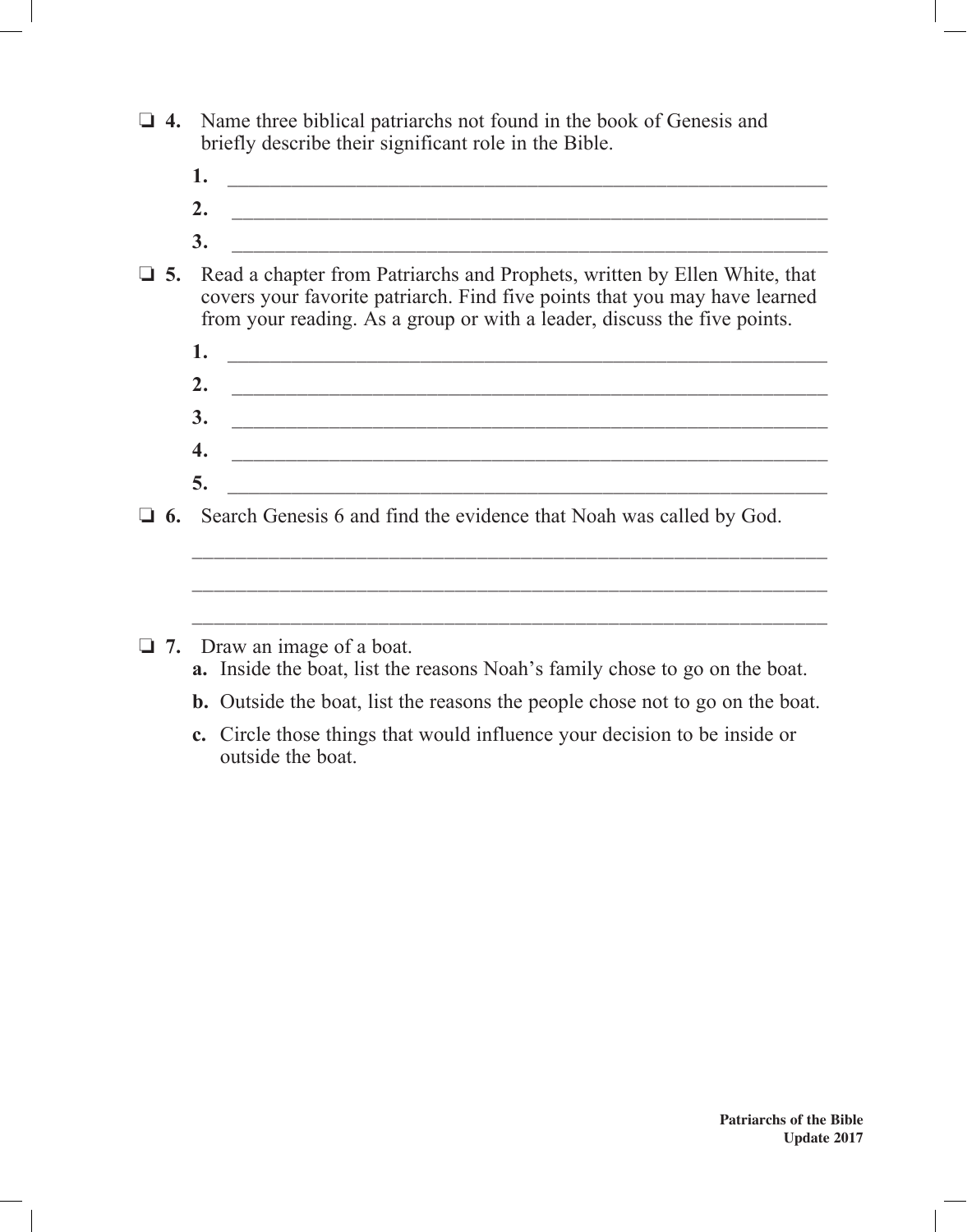❏ **4.** Name three biblical patriarchs not found in the book of Genesis and briefly describe their significant role in the Bible.

**1.** _______________________________________________

**2.** _______________________________________________

**3.** _______________________________________________

❏ **5.** Read a chapter from Patriarchs and Prophets, written by Ellen White, that covers your favorite patriarch. Find five points that you may have learned from your reading. As a group or with a leader, discuss the five points.

**1.** _______________________________________________

**2.** _______________________________________________

**3.** _______________________________________________

**4.** _______________________________________________

**5.** _______________________________________________

❏ **6.** Search Genesis 6 and find the evidence that Noah was called by God.

_______________________________________________

_______________________________________________

_______________________________________________

❏ **7.** Draw an image of a boat.

**a.** Inside the boat, list the reasons Noah's family chose to go on the boat.

**b.** Outside the boat, list the reasons the people chose not to go on the boat.

**c.** Circle those things that would influence your decision to be inside or outside the boat.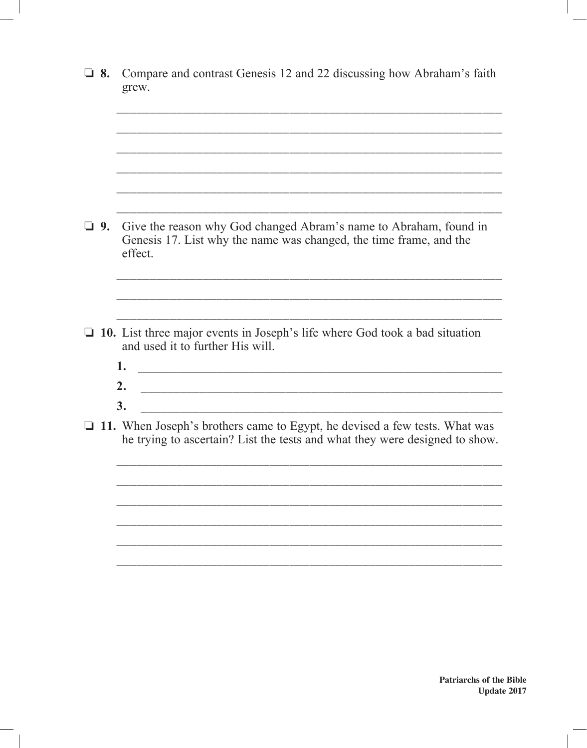❑ **8.** Compare and contrast Genesis 12 and 22 discussing how Abraham's faith grew.

______________________________________________________________

______________________________________________________________

______________________________________________________________

______________________________________________________________

______________________________________________________________

______________________________________________________________

❑ **9.** Give the reason why God changed Abram's name to Abraham, found in Genesis 17. List why the name was changed, the time frame, and the effect.

______________________________________________________________

______________________________________________________________

______________________________________________________________

❑ **10.** List three major events in Joseph's life where God took a bad situation and used it to further His will.

**1.** ___________________________________________________________

**2.** ___________________________________________________________

**3.** ___________________________________________________________

❑ **11.** When Joseph's brothers came to Egypt, he devised a few tests. What was he trying to ascertain? List the tests and what they were designed to show.

______________________________________________________________

______________________________________________________________

______________________________________________________________

______________________________________________________________

______________________________________________________________

______________________________________________________________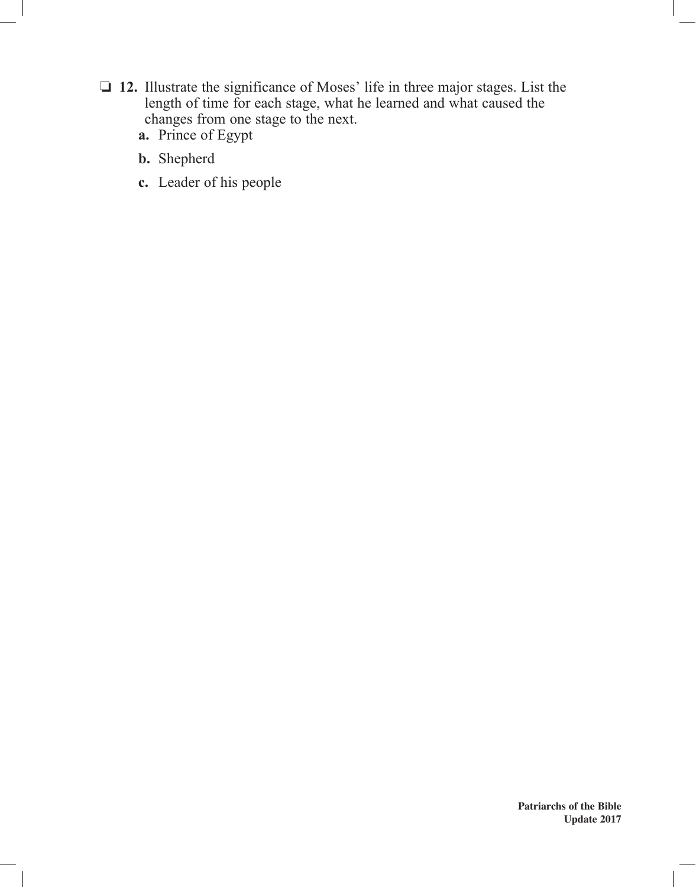❏ **12.** Illustrate the significance of Moses' life in three major stages. List the length of time for each stage, what he learned and what caused the changes from one stage to the next.

**a.** Prince of Egypt

**b.** Shepherd

**c.** Leader of his people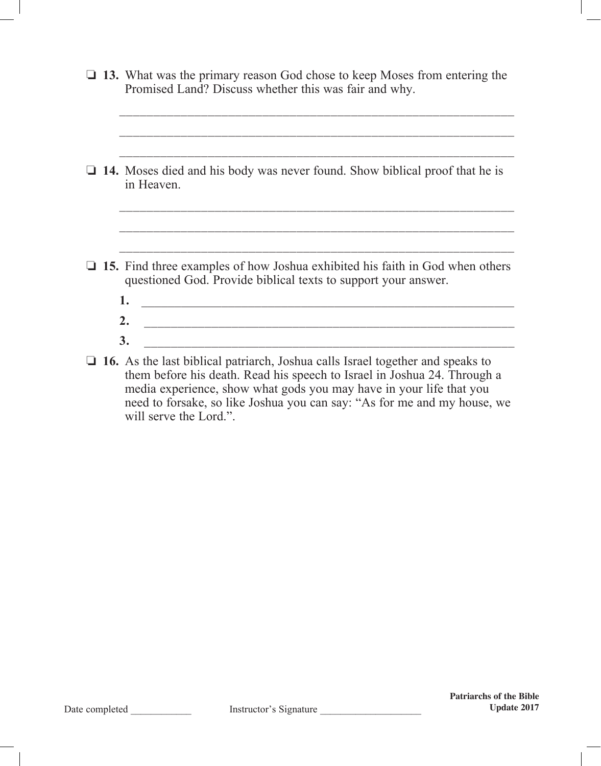❏ **13.** What was the primary reason God chose to keep Moses from entering the Promised Land? Discuss whether this was fair and why.

______________________________________________________________

______________________________________________________________

______________________________________________________________

❏ **14.** Moses died and his body was never found. Show biblical proof that he is in Heaven.

______________________________________________________________

______________________________________________________________

______________________________________________________________

❏ **15.** Find three examples of how Joshua exhibited his faith in God when others questioned God. Provide biblical texts to support your answer.

**1.** ____________________________________________________________

**2.** ____________________________________________________________

**3.** ____________________________________________________________

❏ **16.** As the last biblical patriarch, Joshua calls Israel together and speaks to them before his death. Read his speech to Israel in Joshua 24. Through a media experience, show what gods you may have in your life that you need to forsake, so like Joshua you can say: "As for me and my house, we will serve the Lord.".

Date completed ____________ Instructor's Signature ____________________

**Patriarchs of the Bible**
**Update 2017**